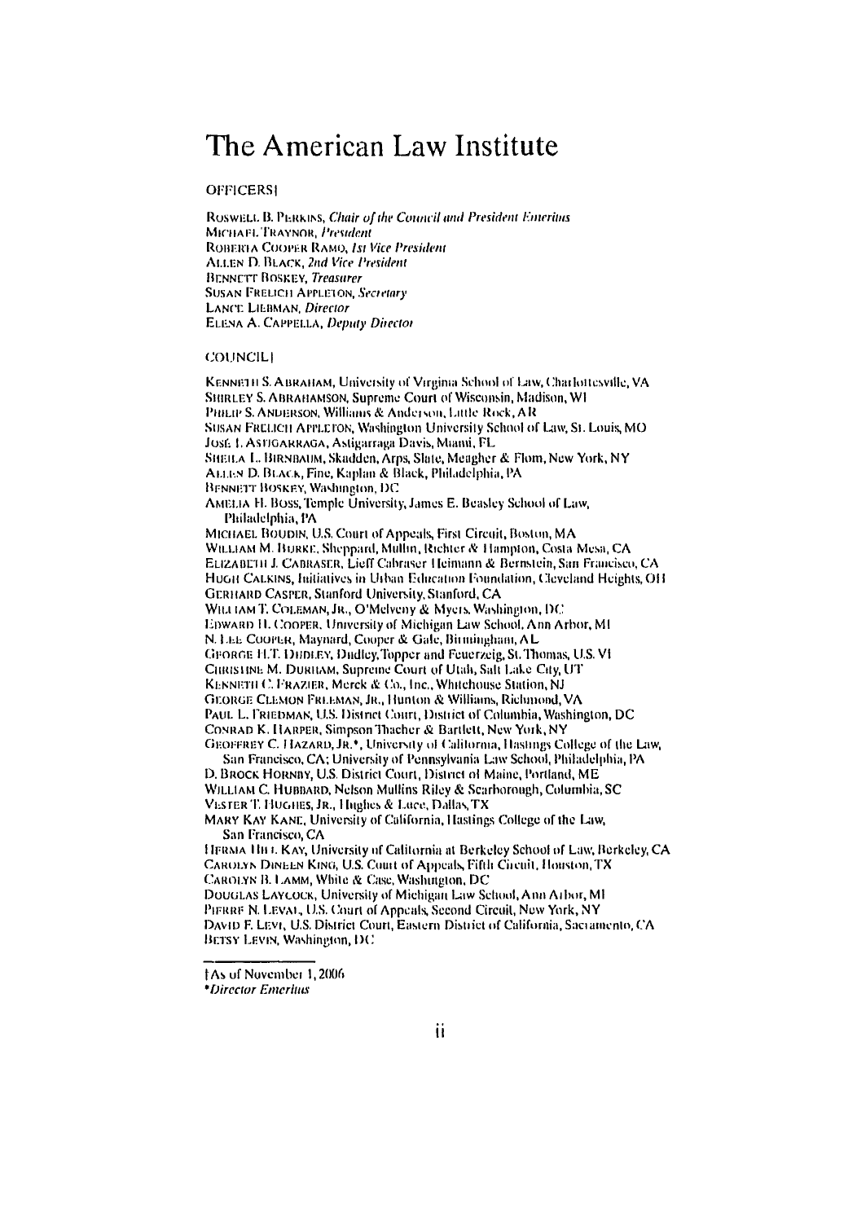# The American Law Institute

OFFICERS†

ROSWELL B. PERKINS, *Chair of the Council and President Emeritus*
MICHAEL TRAYNOR, *President*
ROBERTA COOPER RAMO, *1st Vice President*
ALLEN D. BLACK, *2nd Vice President*
BENNETT BOSKEY, *Treasurer*
SUSAN FRELICH APPLETON, *Secretary*
LANCE LIEBMAN, *Director*
ELENA A. CAPPELLA, *Deputy Director*

COUNCIL†

KENNETH S. ABRAHAM, University of Virginia School of Law, Charlottesville, VA
SHIRLEY S. ABRAHAMSON, Supreme Court of Wisconsin, Madison, WI
PHILIP S. ANDERSON, Williams & Anderson, Little Rock, AR
SUSAN FRELICH APPLETON, Washington University School of Law, St. Louis, MO
JOSÉ I. ASTIGARRAGA, Astigarraga Davis, Miami, FL
SHEILA L. BIRNBAUM, Skadden, Arps, Slate, Meagher & Flom, New York, NY
ALLEN D. BLACK, Fine, Kaplan & Black, Philadelphia, PA
BENNETT BOSKEY, Washington, DC
AMELIA H. BOSS, Temple University, James E. Beasley School of Law, Philadelphia, PA
MICHAEL BOUDIN, U.S. Court of Appeals, First Circuit, Boston, MA
WILLIAM M. BURKE, Sheppard, Mullin, Richter & Hampton, Costa Mesa, CA
ELIZABETH J. CABRASER, Lieff Cabraser Heimann & Bernstein, San Francisco, CA
HUGH CALKINS, Initiatives in Urban Education Foundation, Cleveland Heights, OH
GERHARD CASPER, Stanford University, Stanford, CA
WILLIAM T. COLEMAN, JR., O'Melveny & Myers, Washington, DC
EDWARD H. COOPER, University of Michigan Law School, Ann Arbor, MI
N. LEE COOPER, Maynard, Cooper & Gale, Birmingham, AL
GEORGE H.T. DUDLEY, Dudley, Topper and Feuerzeig, St. Thomas, U.S. VI
CHRISTINE M. DURHAM, Supreme Court of Utah, Salt Lake City, UT
KENNETH C. FRAZIER, Merck & Co., Inc., Whitehouse Station, NJ
GEORGE CLEMON FREEMAN, JR., Hunton & Williams, Richmond, VA
PAUL L. FRIEDMAN, U.S. District Court, District of Columbia, Washington, DC
CONRAD K. HARPER, Simpson Thacher & Bartlett, New York, NY
GEOFFREY C. HAZARD, JR.*, University of California, Hastings College of the Law, San Francisco, CA; University of Pennsylvania Law School, Philadelphia, PA
D. BROCK HORNBY, U.S. District Court, District of Maine, Portland, ME
WILLIAM C. HUBBARD, Nelson Mullins Riley & Scarborough, Columbia, SC
VESTER T. HUGHES, JR., Hughes & Luce, Dallas, TX
MARY KAY KANE, University of California, Hastings College of the Law, San Francisco, CA
HERMA HILL KAY, University of California at Berkeley School of Law, Berkeley, CA
CAROLYN DINEEN KING, U.S. Court of Appeals, Fifth Circuit, Houston, TX
CAROLYN B. LAMM, White & Case, Washington, DC
DOUGLAS LAYCOCK, University of Michigan Law School, Ann Arbor, MI
PIERRE N. LEVAL, U.S. Court of Appeals, Second Circuit, New York, NY
DAVID F. LEVI, U.S. District Court, Eastern District of California, Sacramento, CA
BETSY LEVIN, Washington, DC

---

†As of November 1, 2006
**Director Emeritus*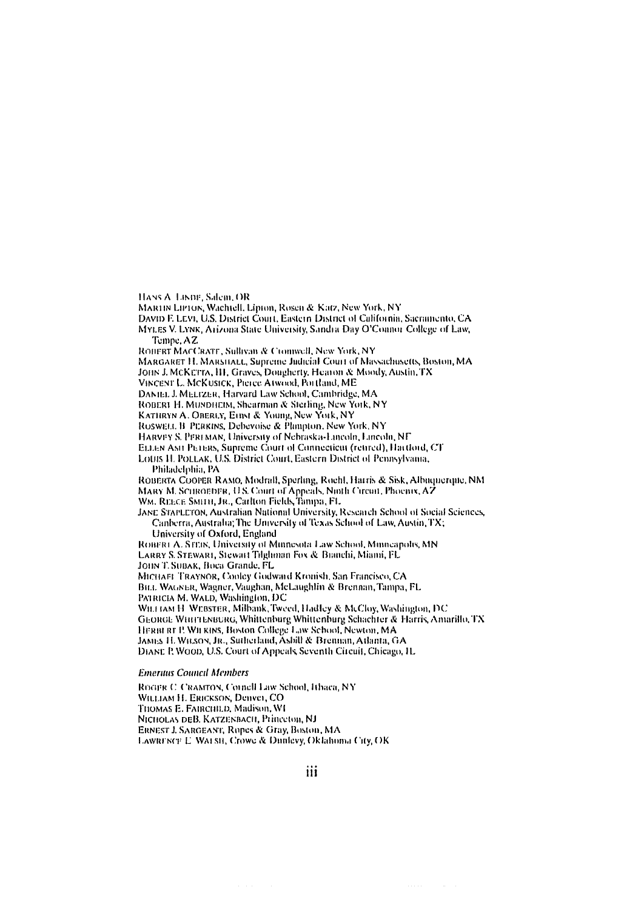Hans A. Linde, Salem, OR
Martin Lipton, Wachtell, Lipton, Rosen & Katz, New York, NY
David F. Levi, U.S. District Court, Eastern District of California, Sacramento, CA
Myles V. Lynk, Arizona State University, Sandra Day O'Connor College of Law, Tempe, AZ
Robert MacCrate, Sullivan & Cromwell, New York, NY
Margaret H. Marshall, Supreme Judicial Court of Massachusetts, Boston, MA
John J. McKetta, III, Graves, Dougherty, Hearon & Moody, Austin, TX
Vincent L. McKusick, Pierce Atwood, Portland, ME
Daniel J. Meltzer, Harvard Law School, Cambridge, MA
Robert H. Mundheim, Shearman & Sterling, New York, NY
Kathryn A. Oberly, Ernst & Young, New York, NY
Roswell B. Perkins, Debevoise & Plimpton, New York, NY
Harvey S. Perlman, University of Nebraska-Lincoln, Lincoln, NE
Ellen Ash Peters, Supreme Court of Connecticut (retired), Hartford, CT
Louis H. Pollak, U.S. District Court, Eastern District of Pennsylvania, Philadelphia, PA
Roberta Cooper Ramo, Modrall, Sperling, Roehl, Harris & Sisk, Albuquerque, NM
Mary M. Schroeder, U.S. Court of Appeals, Ninth Circuit, Phoenix, AZ
Wm. Reece Smith, Jr., Carlton Fields, Tampa, FL
Jane Stapleton, Australian National University, Research School of Social Sciences, Canberra, Australia; The University of Texas School of Law, Austin, TX; University of Oxford, England
Robert A. Stein, University of Minnesota Law School, Minneapolis, MN
Larry S. Stewart, Stewart Tilghman Fox & Bianchi, Miami, FL
John T. Subak, Boca Grande, FL
Michael Traynor, Cooley Godward Kronish, San Francisco, CA
Bill Wagner, Wagner, Vaughan, McLaughlin & Brennan, Tampa, FL
Patricia M. Wald, Washington, DC
William H. Webster, Milbank, Tweed, Hadley & McCloy, Washington, DC
George Whittenburg, Whittenburg Whittenburg Schachter & Harris, Amarillo, TX
Herbert P. Wilkins, Boston College Law School, Newton, MA
James H. Wilson, Jr., Sutherland, Asbill & Brennan, Atlanta, GA
Diane P. Wood, U.S. Court of Appeals, Seventh Circuit, Chicago, IL

*Emeritus Council Members*

Roger C. Cramton, Cornell Law School, Ithaca, NY
William H. Erickson, Denver, CO
Thomas E. Fairchild, Madison, WI
Nicholas deB. Katzenbach, Princeton, NJ
Ernest J. Sargeant, Ropes & Gray, Boston, MA
Lawrence E. Walsh, Crowe & Dunlevy, Oklahoma City, OK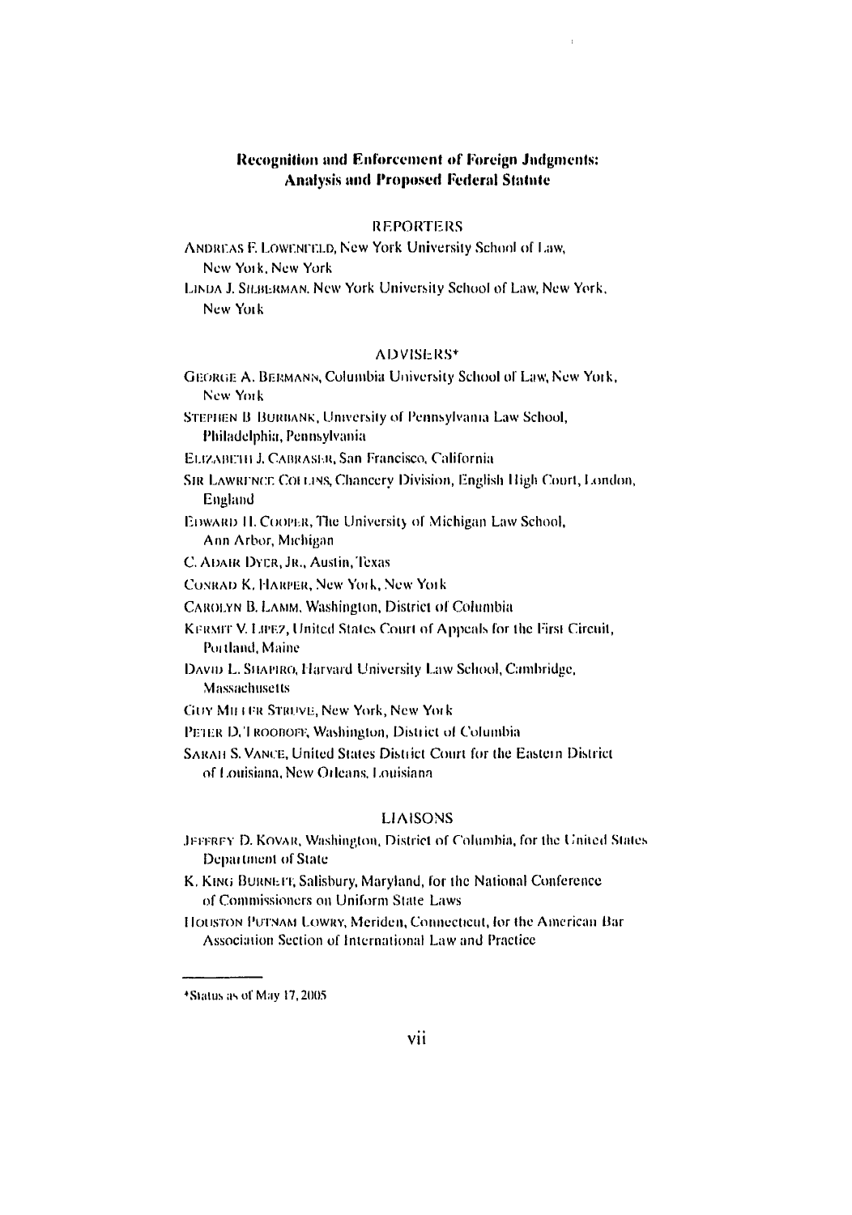## Recognition and Enforcement of Foreign Judgments: Analysis and Proposed Federal Statute

### REPORTERS

ANDREAS F. LOWENFELD, New York University School of Law, New York, New York

LINDA J. SILBERMAN, New York University School of Law, New York, New York

### ADVISERS*

GEORGE A. BERMANN, Columbia University School of Law, New York, New York

STEPHEN B. BURBANK, University of Pennsylvania Law School, Philadelphia, Pennsylvania

ELIZABETH J. CABRASER, San Francisco, California

SIR LAWRENCE COLLINS, Chancery Division, English High Court, London, England

EDWARD H. COOPER, The University of Michigan Law School, Ann Arbor, Michigan

C. ADAIR DYER, JR., Austin, Texas

CONRAD K. HARPER, New York, New York

CAROLYN B. LAMM, Washington, District of Columbia

KERMIT V. LIPEZ, United States Court of Appeals for the First Circuit, Portland, Maine

DAVID L. SHAPIRO, Harvard University Law School, Cambridge, Massachusetts

GUY MILLER STRUVE, New York, New York

PETER D. TROOBOFF, Washington, District of Columbia

SARAH S. VANCE, United States District Court for the Eastern District of Louisiana, New Orleans, Louisiana

### LIAISONS

JEFFREY D. KOVAR, Washington, District of Columbia, for the United States Department of State

K. KING BURNETT, Salisbury, Maryland, for the National Conference of Commissioners on Uniform State Laws

HOUSTON PUTNAM LOWRY, Meriden, Connecticut, for the American Bar Association Section of International Law and Practice

---

*Status as of May 17, 2005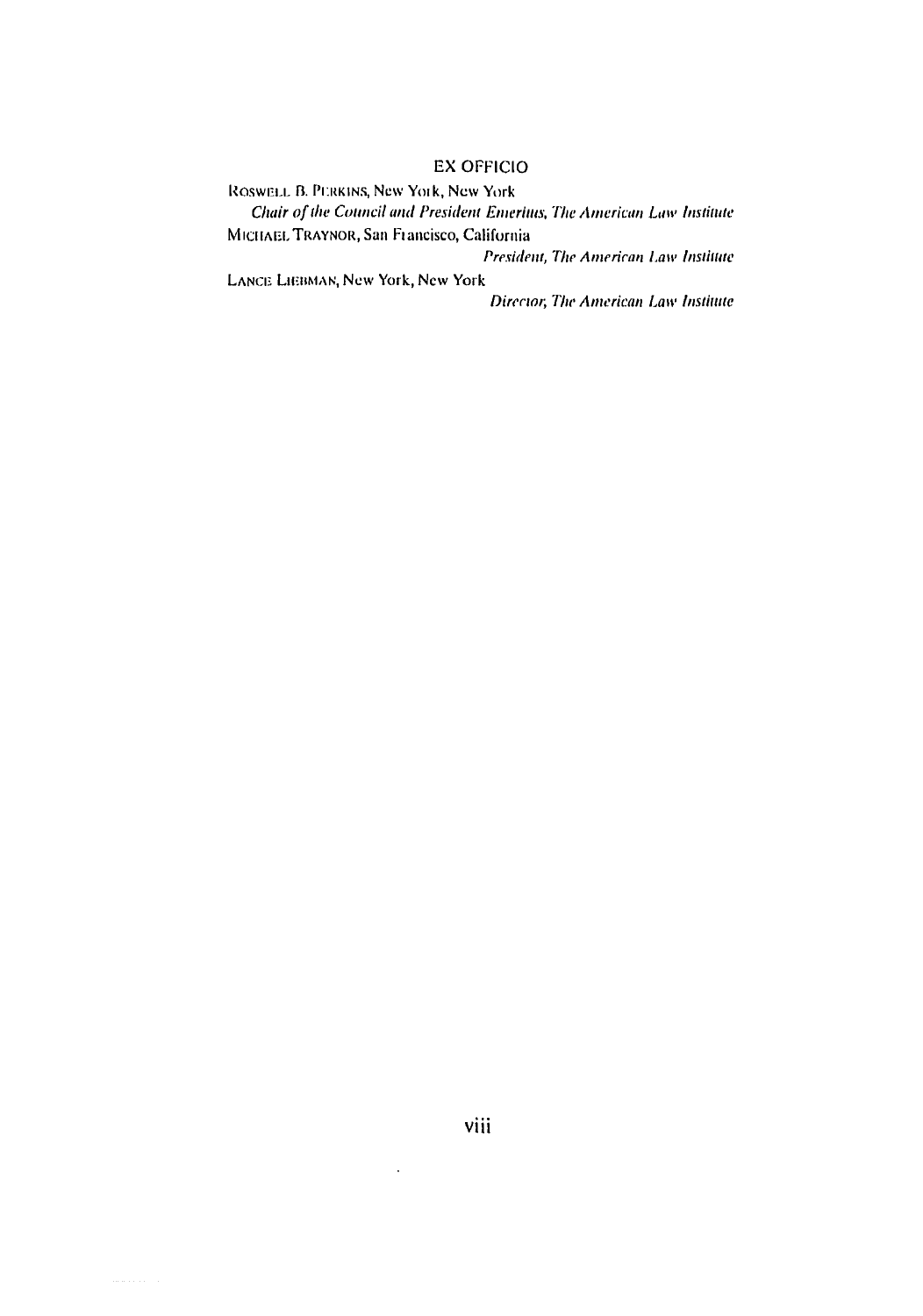## EX OFFICIO

ROSWELL B. PERKINS, New York, New York

*Chair of the Council and President Emeritus, The American Law Institute*

MICHAEL TRAYNOR, San Francisco, California

*President, The American Law Institute*

LANCE LIEBMAN, New York, New York

*Director, The American Law Institute*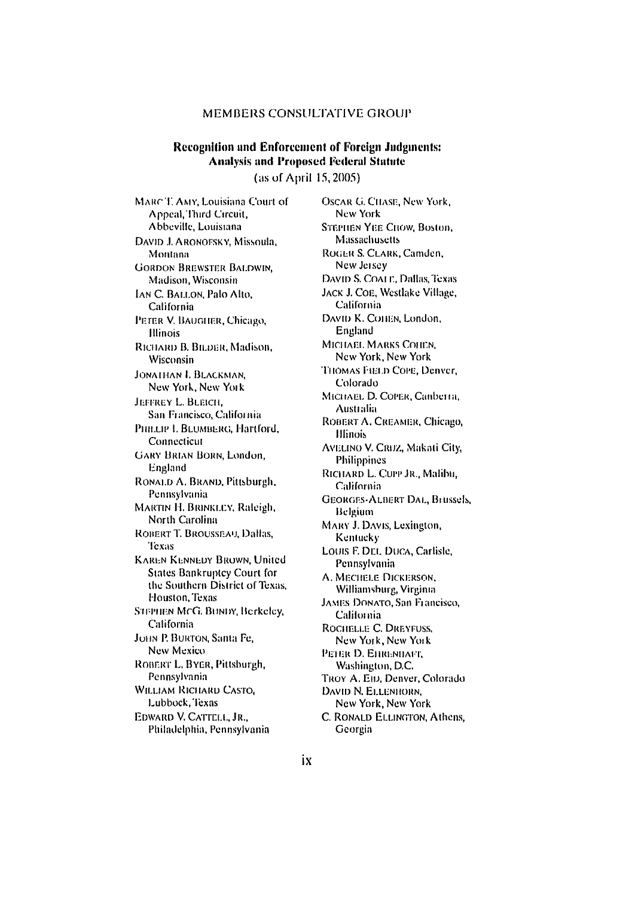## MEMBERS CONSULTATIVE GROUP

### Recognition and Enforcement of Foreign Judgments: Analysis and Proposed Federal Statute

(as of April 15, 2005)

MARC T. AMY, Louisiana Court of Appeal, Third Circuit, Abbeville, Louisiana

DAVID J. ARONOFSKY, Missoula, Montana

GORDON BREWSTER BALDWIN, Madison, Wisconsin

IAN C. BALLON, Palo Alto, California

PETER V. BAUGHER, Chicago, Illinois

RICHARD B. BILDER, Madison, Wisconsin

JONATHAN I. BLACKMAN, New York, New York

JEFFREY L. BLEICH, San Francisco, California

PHILLIP I. BLUMBERG, Hartford, Connecticut

GARY BRIAN BORN, London, England

RONALD A. BRAND, Pittsburgh, Pennsylvania

MARTIN H. BRINKLEY, Raleigh, North Carolina

ROBERT T. BROUSSEAU, Dallas, Texas

KAREN KENNEDY BROWN, United States Bankruptcy Court for the Southern District of Texas, Houston, Texas

STEPHEN McG. BUNDY, Berkeley, California

JOHN P. BURTON, Santa Fe, New Mexico

ROBERT L. BYER, Pittsburgh, Pennsylvania

WILLIAM RICHARD CASTO, Lubbock, Texas

EDWARD V. CATTELL, JR., Philadelphia, Pennsylvania

OSCAR G. CHASE, New York, New York

STEPHEN YEE CHOW, Boston, Massachusetts

ROGER S. CLARK, Camden, New Jersey

DAVID S. COALE, Dallas, Texas

JACK J. COE, Westlake Village, California

DAVID K. COHEN, London, England

MICHAEL MARKS COHEN, New York, New York

THOMAS FIELD COPE, Denver, Colorado

MICHAEL D. COPER, Canberra, Australia

ROBERT A. CREAMER, Chicago, Illinois

AVELINO V. CRUZ, Makati City, Philippines

RICHARD L. CUPP JR., Malibu, California

GEORGES-ALBERT DAL, Brussels, Belgium

MARY J. DAVIS, Lexington, Kentucky

LOUIS F. DEL DUCA, Carlisle, Pennsylvania

A. MECHELE DICKERSON, Williamsburg, Virginia

JAMES DONATO, San Francisco, California

ROCHELLE C. DREYFUSS, New York, New York

PETER D. EHRENHAFT, Washington, D.C.

TROY A. EID, Denver, Colorado

DAVID N. ELLENHORN, New York, New York

C. RONALD ELLINGTON, Athens, Georgia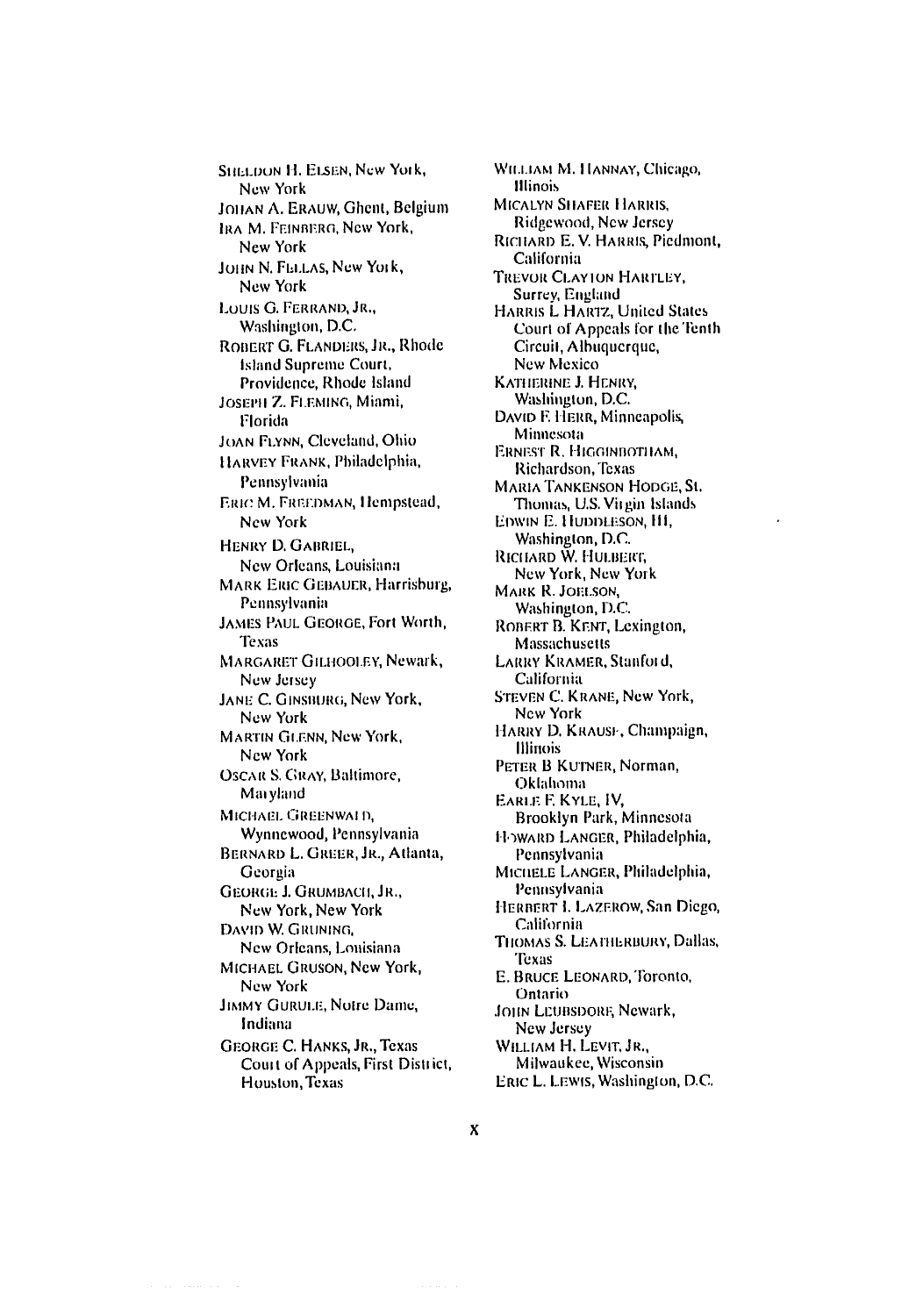Sheldon H. Elsen, New York, New York

Johan A. Erauw, Ghent, Belgium

Ira M. Feinberg, New York, New York

John N. Fellas, New York, New York

Louis G. Ferrand, Jr., Washington, D.C.

Robert G. Flanders, Jr., Rhode Island Supreme Court, Providence, Rhode Island

Joseph Z. Fleming, Miami, Florida

Joan Flynn, Cleveland, Ohio

Harvey Frank, Philadelphia, Pennsylvania

Eric M. Freedman, Hempstead, New York

Henry D. Gabriel, New Orleans, Louisiana

Mark Eric Gebauer, Harrisburg, Pennsylvania

James Paul George, Fort Worth, Texas

Margaret Gilhooley, Newark, New Jersey

Jane C. Ginsburg, New York, New York

Martin Glenn, New York, New York

Oscar S. Gray, Baltimore, Maryland

Michael Greenwald, Wynnewood, Pennsylvania

Bernard L. Greer, Jr., Atlanta, Georgia

George J. Grumbach, Jr., New York, New York

David W. Gruning, New Orleans, Louisiana

Michael Gruson, New York, New York

Jimmy Gurulé, Notre Dame, Indiana

George C. Hanks, Jr., Texas Court of Appeals, First District, Houston, Texas

William M. Hannay, Chicago, Illinois

Micalyn Shafer Harris, Ridgewood, New Jersey

Richard E. V. Harris, Piedmont, California

Trevor Clayton Hartley, Surrey, England

Harris L Hartz, United States Court of Appeals for the Tenth Circuit, Albuquerque, New Mexico

Katherine J. Henry, Washington, D.C.

David F. Herr, Minneapolis, Minnesota

Ernest R. Higginbotham, Richardson, Texas

Maria Tankenson Hodge, St. Thomas, U.S. Virgin Islands

Edwin E. Huddleson, III, Washington, D.C.

Richard W. Hulbert, New York, New York

Mark R. Joelson, Washington, D.C.

Robert B. Kent, Lexington, Massachusetts

Larry Kramer, Stanford, California

Steven C. Krane, New York, New York

Harry D. Krause, Champaign, Illinois

Peter B Kutner, Norman, Oklahoma

Earle F. Kyle, IV, Brooklyn Park, Minnesota

Howard Langer, Philadelphia, Pennsylvania

Michele Langer, Philadelphia, Pennsylvania

Herbert I. Lazerow, San Diego, California

Thomas S. Leatherbury, Dallas, Texas

E. Bruce Leonard, Toronto, Ontario

John Leubsdorf, Newark, New Jersey

William H. Levit, Jr., Milwaukee, Wisconsin

Eric L. Lewis, Washington, D.C.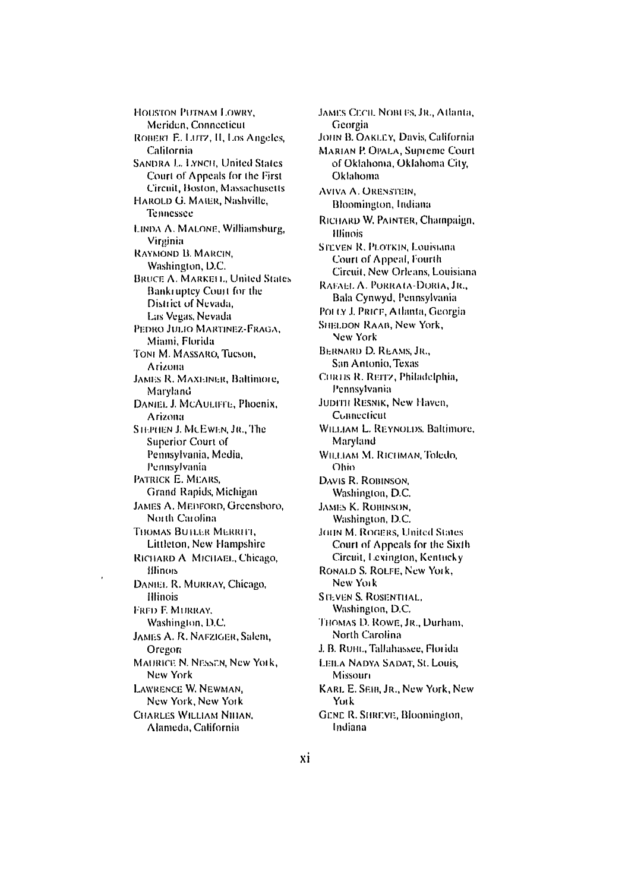HOUSTON PUTNAM LOWRY, Meriden, Connecticut

ROBERT E. LUTZ, II, Los Angeles, California

SANDRA L. LYNCH, United States Court of Appeals for the First Circuit, Boston, Massachusetts

HAROLD G. MAIER, Nashville, Tennessee

LINDA A. MALONE, Williamsburg, Virginia

RAYMOND B. MARCIN, Washington, D.C.

BRUCE A. MARKELL, United States Bankruptcy Court for the District of Nevada, Las Vegas, Nevada

PEDRO JULIO MARTINEZ-FRAGA, Miami, Florida

TONI M. MASSARO, Tucson, Arizona

JAMES R. MAXEINER, Baltimore, Maryland

DANIEL J. MCAULIFFE, Phoenix, Arizona

STEPHEN J. MCEWEN, JR., The Superior Court of Pennsylvania, Media, Pennsylvania

PATRICK E. MEARS, Grand Rapids, Michigan

JAMES A. MEDFORD, Greensboro, North Carolina

THOMAS BUTLER MERRITT, Littleton, New Hampshire

RICHARD A. MICHAEL, Chicago, Illinois

DANIEL R. MURRAY, Chicago, Illinois

FRED F. MURRAY, Washington, D.C.

JAMES A. R. NAFZIGER, Salem, Oregon

MAURICE N. NESSEN, New York, New York

LAWRENCE W. NEWMAN, New York, New York

CHARLES WILLIAM NIHAN, Alameda, California

JAMES CECIL NOBLES, JR., Atlanta, Georgia

JOHN B. OAKLEY, Davis, California

MARIAN P. OPALA, Supreme Court of Oklahoma, Oklahoma City, Oklahoma

AVIVA A. ORENSTEIN, Bloomington, Indiana

RICHARD W. PAINTER, Champaign, Illinois

STEVEN R. PLOTKIN, Louisiana Court of Appeal, Fourth Circuit, New Orleans, Louisiana

RAFAEL A. PORRATA-DORIA, JR., Bala Cynwyd, Pennsylvania

POLLY J. PRICE, Atlanta, Georgia

SHELDON RAAB, New York, New York

BERNARD D. REAMS, JR., San Antonio, Texas

CURTIS R. REITZ, Philadelphia, Pennsylvania

JUDITH RESNIK, New Haven, Connecticut

WILLIAM L. REYNOLDS, Baltimore, Maryland

WILLIAM M. RICHMAN, Toledo, Ohio

DAVIS R. ROBINSON, Washington, D.C.

JAMES K. ROBINSON, Washington, D.C.

JOHN M. ROGERS, United States Court of Appeals for the Sixth Circuit, Lexington, Kentucky

RONALD S. ROLFE, New York, New York

STEVEN S. ROSENTHAL, Washington, D.C.

THOMAS D. ROWE, JR., Durham, North Carolina

J. B. RUHL, Tallahassee, Florida

LEILA NADYA SADAT, St. Louis, Missouri

KARL E. SEIB, JR., New York, New York

GENE R. SHREVE, Bloomington, Indiana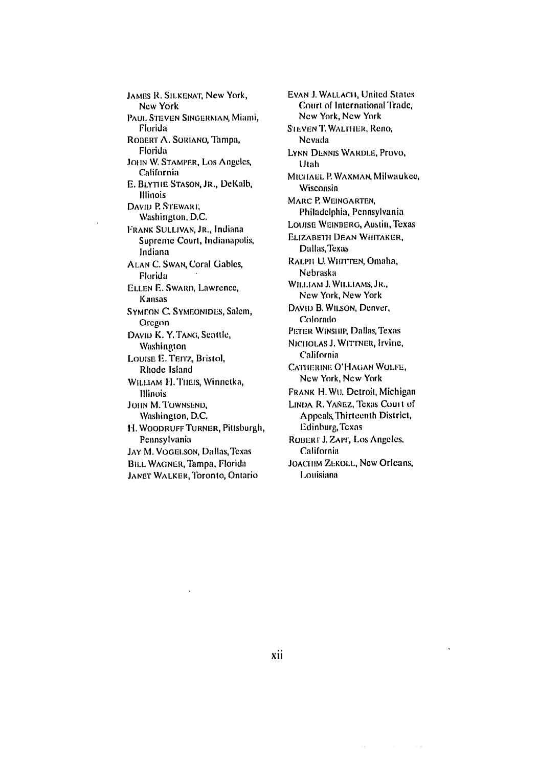JAMES R. SILKENAT, New York, New York

PAUL STEVEN SINGERMAN, Miami, Florida

ROBERT A. SORIANO, Tampa, Florida

JOHN W. STAMPER, Los Angeles, California

E. BLYTHE STASON, JR., DeKalb, Illinois

DAVID P. STEWART, Washington, D.C.

FRANK SULLIVAN, JR., Indiana Supreme Court, Indianapolis, Indiana

ALAN C. SWAN, Coral Gables, Florida

ELLEN E. SWARD, Lawrence, Kansas

SYMEON C. SYMEONIDES, Salem, Oregon

DAVID K. Y. TANG, Seattle, Washington

LOUISE E. TEITZ, Bristol, Rhode Island

WILLIAM H. THEIS, Winnetka, Illinois

JOHN M. TOWNSEND, Washington, D.C.

H. WOODRUFF TURNER, Pittsburgh, Pennsylvania

JAY M. VOGELSON, Dallas, Texas

BILL WAGNER, Tampa, Florida

JANET WALKER, Toronto, Ontario

EVAN J. WALLACH, United States Court of International Trade, New York, New York

STEVEN T. WALTHER, Reno, Nevada

LYNN DENNIS WARDLE, Provo, Utah

MICHAEL P. WAXMAN, Milwaukee, Wisconsin

MARC P. WEINGARTEN, Philadelphia, Pennsylvania

LOUISE WEINBERG, Austin, Texas

ELIZABETH DEAN WHITAKER, Dallas, Texas

RALPH U. WHITTEN, Omaha, Nebraska

WILLIAM J. WILLIAMS, JR., New York, New York

DAVID B. WILSON, Denver, Colorado

PETER WINSHIP, Dallas, Texas

NICHOLAS J. WITTNER, Irvine, California

CATHERINE O'HAGAN WOLFE, New York, New York

FRANK H. WU, Detroit, Michigan

LINDA R. YAÑEZ, Texas Court of Appeals, Thirteenth District, Edinburg, Texas

ROBERT J. ZAPF, Los Angeles, California

JOACHIM ZEKOLL, New Orleans, Louisiana